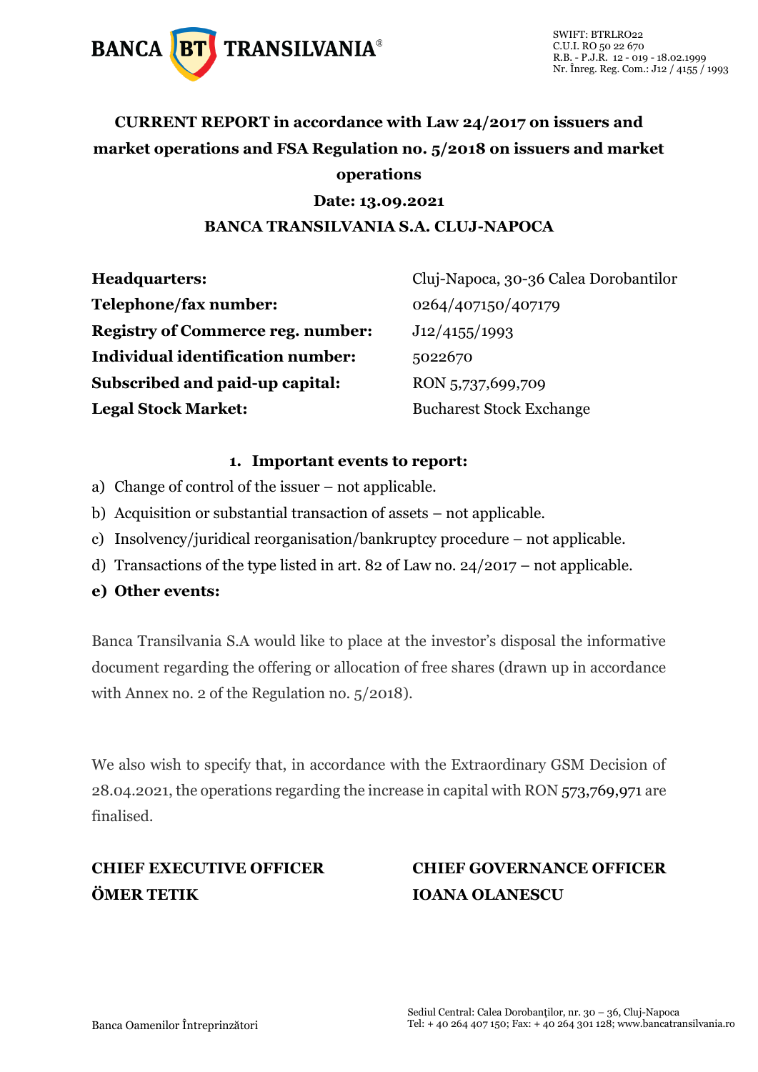**CURRENT REPORT in accordance with Law 24/2017 on issuers and market operations and FSA Regulation no. 5/2018 on issuers and market operations**

**Date: 13.09.2021**

**BANCA TRANSILVANIA S.A. CLUJ-NAPOCA**

| | |
|---|---|
| **Headquarters:** | Cluj-Napoca, 30-36 Calea Dorobantilor |
| **Telephone/fax number:** | 0264/407150/407179 |
| **Registry of Commerce reg. number:** | J12/4155/1993 |
| **Individual identification number:** | 5022670 |
| **Subscribed and paid-up capital:** | RON 5,737,699,709 |
| **Legal Stock Market:** | Bucharest Stock Exchange |

**1. Important events to report:**

a) Change of control of the issuer – not applicable.

b) Acquisition or substantial transaction of assets – not applicable.

c) Insolvency/juridical reorganisation/bankruptcy procedure – not applicable.

d) Transactions of the type listed in art. 82 of Law no. 24/2017 – not applicable.

**e) Other events:**

Banca Transilvania S.A would like to place at the investor's disposal the informative document regarding the offering or allocation of free shares (drawn up in accordance with Annex no. 2 of the Regulation no. 5/2018).

We also wish to specify that, in accordance with the Extraordinary GSM Decision of 28.04.2021, the operations regarding the increase in capital with RON 573,769,971 are finalised.

| | |
|---|---|
| **CHIEF EXECUTIVE OFFICER** | **CHIEF GOVERNANCE OFFICER** |
| **ÖMER TETIK** | **IOANA OLANESCU** |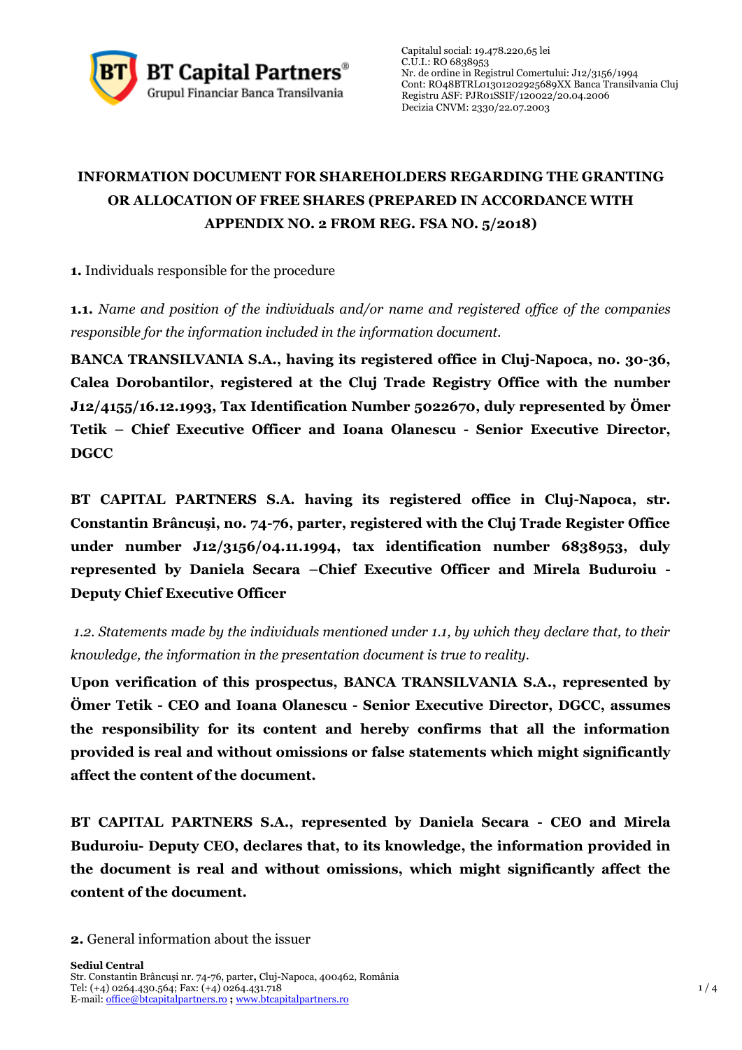# INFORMATION DOCUMENT FOR SHAREHOLDERS REGARDING THE GRANTING OR ALLOCATION OF FREE SHARES (PREPARED IN ACCORDANCE WITH APPENDIX NO. 2 FROM REG. FSA NO. 5/2018)

**1.** Individuals responsible for the procedure

**1.1.** *Name and position of the individuals and/or name and registered office of the companies responsible for the information included in the information document.*

**BANCA TRANSILVANIA S.A., having its registered office in Cluj-Napoca, no. 30-36, Calea Dorobantilor, registered at the Cluj Trade Registry Office with the number J12/4155/16.12.1993, Tax Identification Number 5022670, duly represented by Ömer Tetik – Chief Executive Officer and Ioana Olanescu - Senior Executive Director, DGCC**

**BT CAPITAL PARTNERS S.A. having its registered office in Cluj-Napoca, str. Constantin Brâncuși, no. 74-76, parter, registered with the Cluj Trade Register Office under number J12/3156/04.11.1994, tax identification number 6838953, duly represented by Daniela Secara –Chief Executive Officer and Mirela Buduroiu - Deputy Chief Executive Officer**

*1.2. Statements made by the individuals mentioned under 1.1, by which they declare that, to their knowledge, the information in the presentation document is true to reality.*

**Upon verification of this prospectus, BANCA TRANSILVANIA S.A., represented by Ömer Tetik - CEO and Ioana Olanescu - Senior Executive Director, DGCC, assumes the responsibility for its content and hereby confirms that all the information provided is real and without omissions or false statements which might significantly affect the content of the document.**

**BT CAPITAL PARTNERS S.A., represented by Daniela Secara - CEO and Mirela Buduroiu- Deputy CEO, declares that, to its knowledge, the information provided in the document is real and without omissions, which might significantly affect the content of the document.**

**2.** General information about the issuer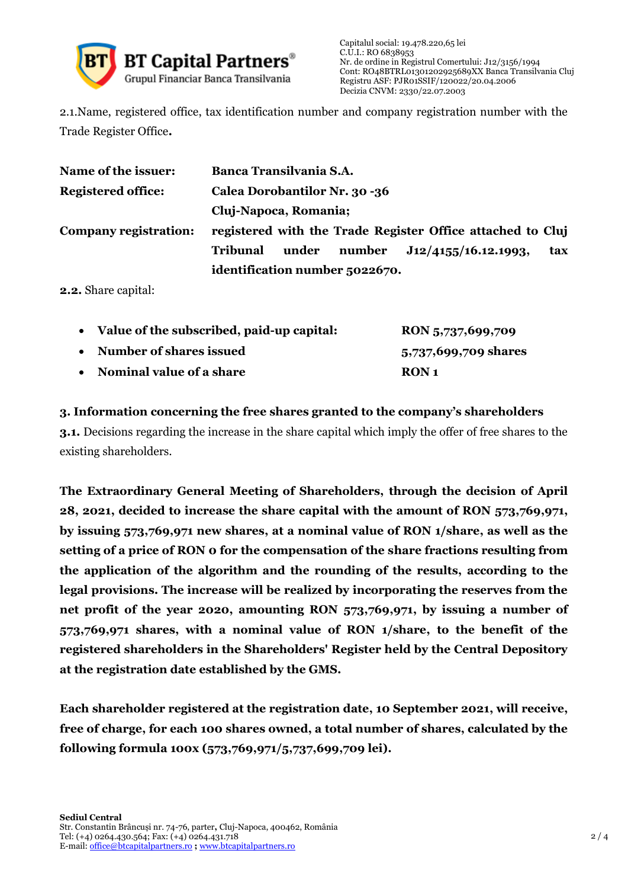2.1.Name, registered office, tax identification number and company registration number with the Trade Register Office**.**

| | |
|---|---|
| **Name of the issuer:** | **Banca Transilvania S.A.** |
| **Registered office:** | **Calea Dorobantilor Nr. 30 -36 Cluj-Napoca, Romania;** |
| **Company registration:** | **registered with the Trade Register Office attached to Cluj Tribunal under number J12/4155/16.12.1993, tax identification number 5022670.** |

**2.2.** Share capital:

- **Value of the subscribed, paid-up capital:** **RON 5,737,699,709**
- **Number of shares issued** **5,737,699,709 shares**
- **Nominal value of a share** **RON 1**

**3. Information concerning the free shares granted to the company's shareholders**

**3.1.** Decisions regarding the increase in the share capital which imply the offer of free shares to the existing shareholders.

**The Extraordinary General Meeting of Shareholders, through the decision of April 28, 2021, decided to increase the share capital with the amount of RON 573,769,971, by issuing 573,769,971 new shares, at a nominal value of RON 1/share, as well as the setting of a price of RON 0 for the compensation of the share fractions resulting from the application of the algorithm and the rounding of the results, according to the legal provisions. The increase will be realized by incorporating the reserves from the net profit of the year 2020, amounting RON 573,769,971, by issuing a number of 573,769,971 shares, with a nominal value of RON 1/share, to the benefit of the registered shareholders in the Shareholders' Register held by the Central Depository at the registration date established by the GMS.**

**Each shareholder registered at the registration date, 10 September 2021, will receive, free of charge, for each 100 shares owned, a total number of shares, calculated by the following formula 100x (573,769,971/5,737,699,709 lei).**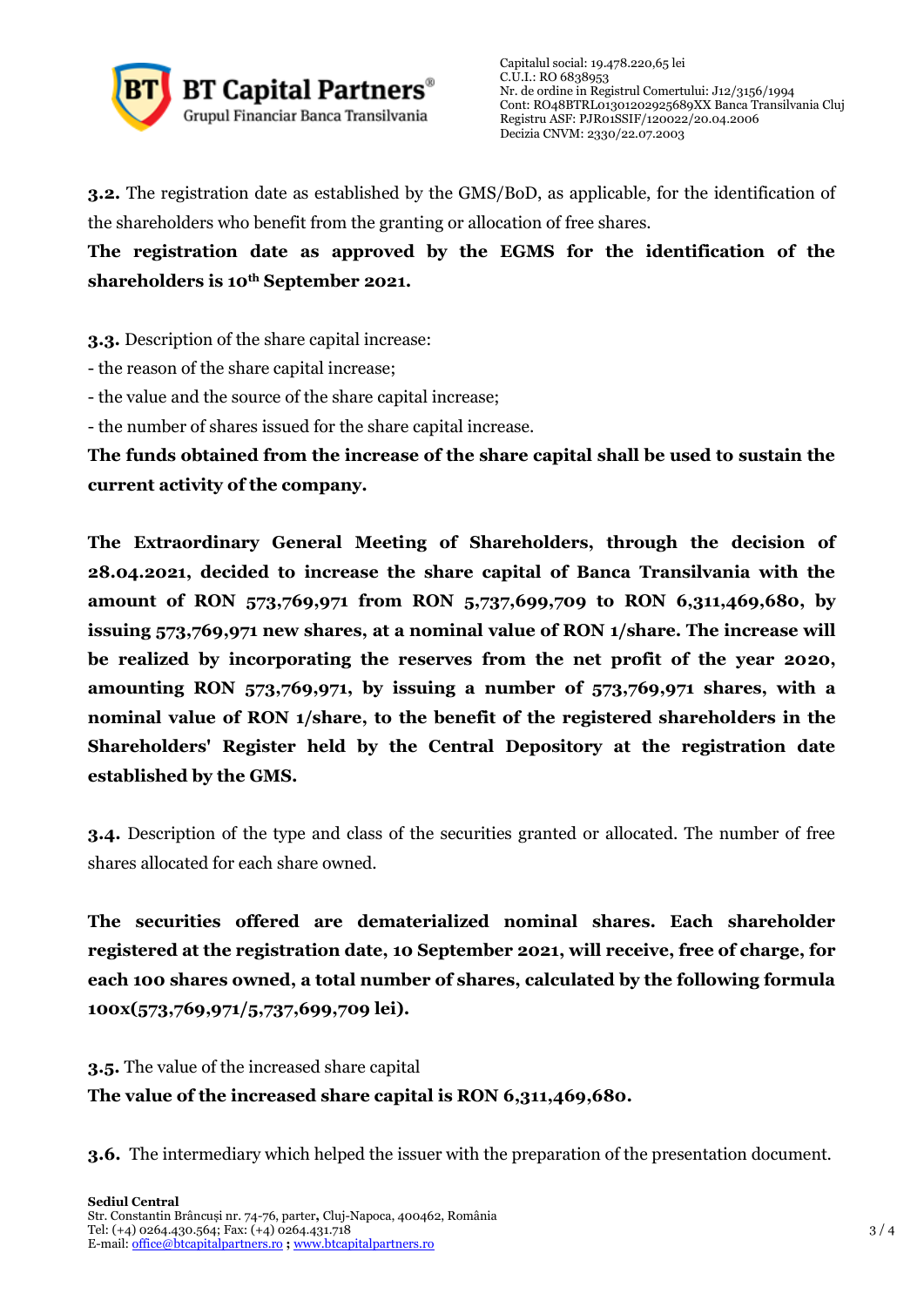**3.2.** The registration date as established by the GMS/BoD, as applicable, for the identification of the shareholders who benefit from the granting or allocation of free shares.

**The registration date as approved by the EGMS for the identification of the shareholders is 10th September 2021.**

**3.3.** Description of the share capital increase:

- the reason of the share capital increase;
- the value and the source of the share capital increase;
- the number of shares issued for the share capital increase.

**The funds obtained from the increase of the share capital shall be used to sustain the current activity of the company.**

**The Extraordinary General Meeting of Shareholders, through the decision of 28.04.2021, decided to increase the share capital of Banca Transilvania with the amount of RON 573,769,971 from RON 5,737,699,709 to RON 6,311,469,680, by issuing 573,769,971 new shares, at a nominal value of RON 1/share. The increase will be realized by incorporating the reserves from the net profit of the year 2020, amounting RON 573,769,971, by issuing a number of 573,769,971 shares, with a nominal value of RON 1/share, to the benefit of the registered shareholders in the Shareholders' Register held by the Central Depository at the registration date established by the GMS.**

**3.4.** Description of the type and class of the securities granted or allocated. The number of free shares allocated for each share owned.

**The securities offered are dematerialized nominal shares. Each shareholder registered at the registration date, 10 September 2021, will receive, free of charge, for each 100 shares owned, a total number of shares, calculated by the following formula 100x(573,769,971/5,737,699,709 lei).**

**3.5.** The value of the increased share capital

**The value of the increased share capital is RON 6,311,469,680.**

**3.6.** The intermediary which helped the issuer with the preparation of the presentation document.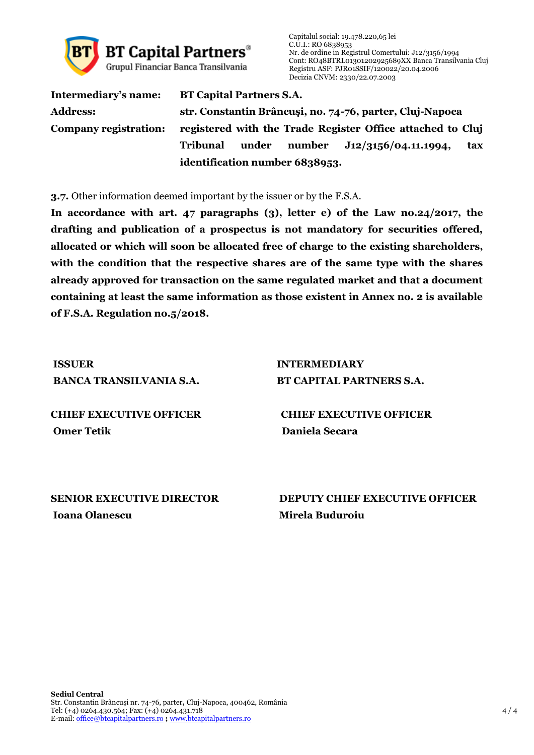| | |
|---|---|
| **Intermediary's name:** | **BT Capital Partners S.A.** |
| **Address:** | **str. Constantin Brâncuşi, no. 74-76, parter, Cluj-Napoca** |
| **Company registration:** | **registered with the Trade Register Office attached to Cluj Tribunal under number J12/3156/04.11.1994, tax identification number 6838953.** |

**3.7.** Other information deemed important by the issuer or by the F.S.A.

**In accordance with art. 47 paragraphs (3), letter e) of the Law no.24/2017, the drafting and publication of a prospectus is not mandatory for securities offered, allocated or which will soon be allocated free of charge to the existing shareholders, with the condition that the respective shares are of the same type with the shares already approved for transaction on the same regulated market and that a document containing at least the same information as those existent in Annex no. 2 is available of F.S.A. Regulation no.5/2018.**

**ISSUER**
**BANCA TRANSILVANIA S.A.**

**CHIEF EXECUTIVE OFFICER**
**Omer Tetik**

**SENIOR EXECUTIVE DIRECTOR**
**Ioana Olanescu**

**INTERMEDIARY**
**BT CAPITAL PARTNERS S.A.**

**CHIEF EXECUTIVE OFFICER**
**Daniela Secara**

**DEPUTY CHIEF EXECUTIVE OFFICER**
**Mirela Buduroiu**